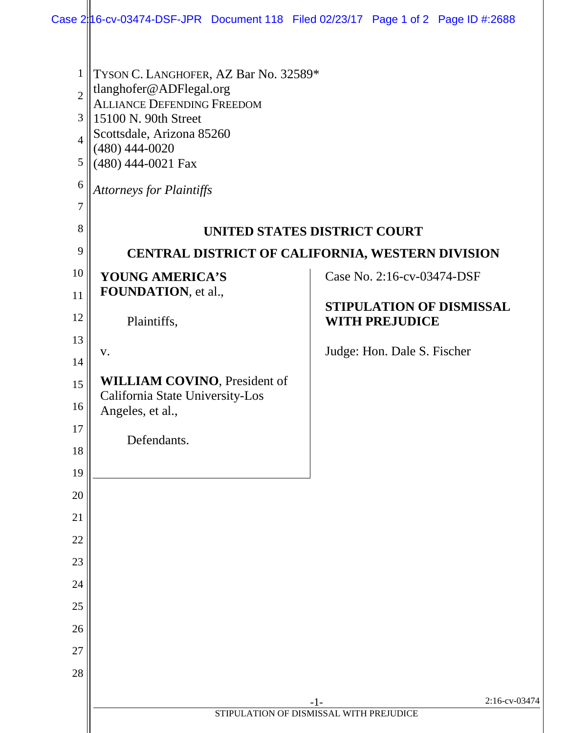TYSON C. LANGHOFER, AZ Bar No. 32589*
tlanghofer@ADFlegal.org
ALLIANCE DEFENDING FREEDOM
15100 N. 90th Street
Scottsdale, Arizona 85260
(480) 444-0020
(480) 444-0021 Fax

*Attorneys for Plaintiffs*

**UNITED STATES DISTRICT COURT**

**CENTRAL DISTRICT OF CALIFORNIA, WESTERN DIVISION**

**YOUNG AMERICA'S FOUNDATION**, et al.,

Plaintiffs,

v.

**WILLIAM COVINO**, President of California State University-Los Angeles, et al.,

Defendants.

Case No. 2:16-cv-03474-DSF

**STIPULATION OF DISMISSAL WITH PREJUDICE**

Judge: Hon. Dale S. Fischer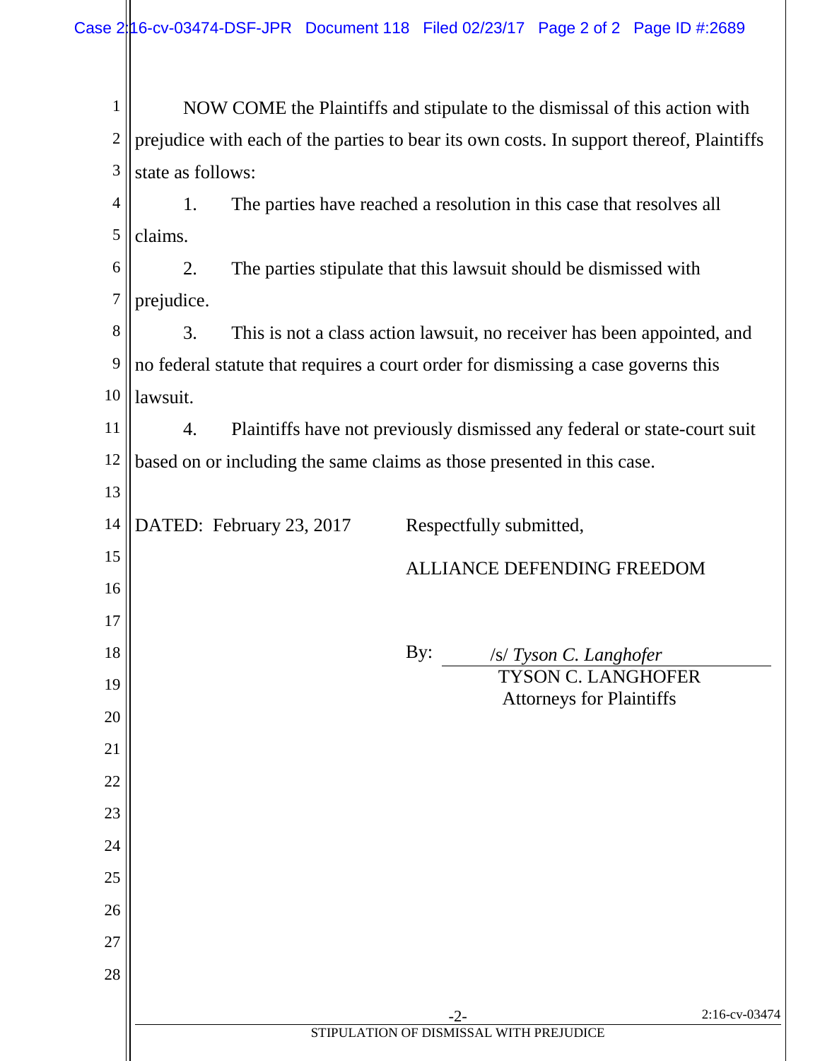NOW COME the Plaintiffs and stipulate to the dismissal of this action with prejudice with each of the parties to bear its own costs. In support thereof, Plaintiffs state as follows:

1. The parties have reached a resolution in this case that resolves all claims.

2. The parties stipulate that this lawsuit should be dismissed with prejudice.

3. This is not a class action lawsuit, no receiver has been appointed, and no federal statute that requires a court order for dismissing a case governs this lawsuit.

4. Plaintiffs have not previously dismissed any federal or state-court suit based on or including the same claims as those presented in this case.

DATED: February 23, 2017

Respectfully submitted,

ALLIANCE DEFENDING FREEDOM

By: /s/ *Tyson C. Langhofer*
TYSON C. LANGHOFER
Attorneys for Plaintiffs

STIPULATION OF DISMISSAL WITH PREJUDICE